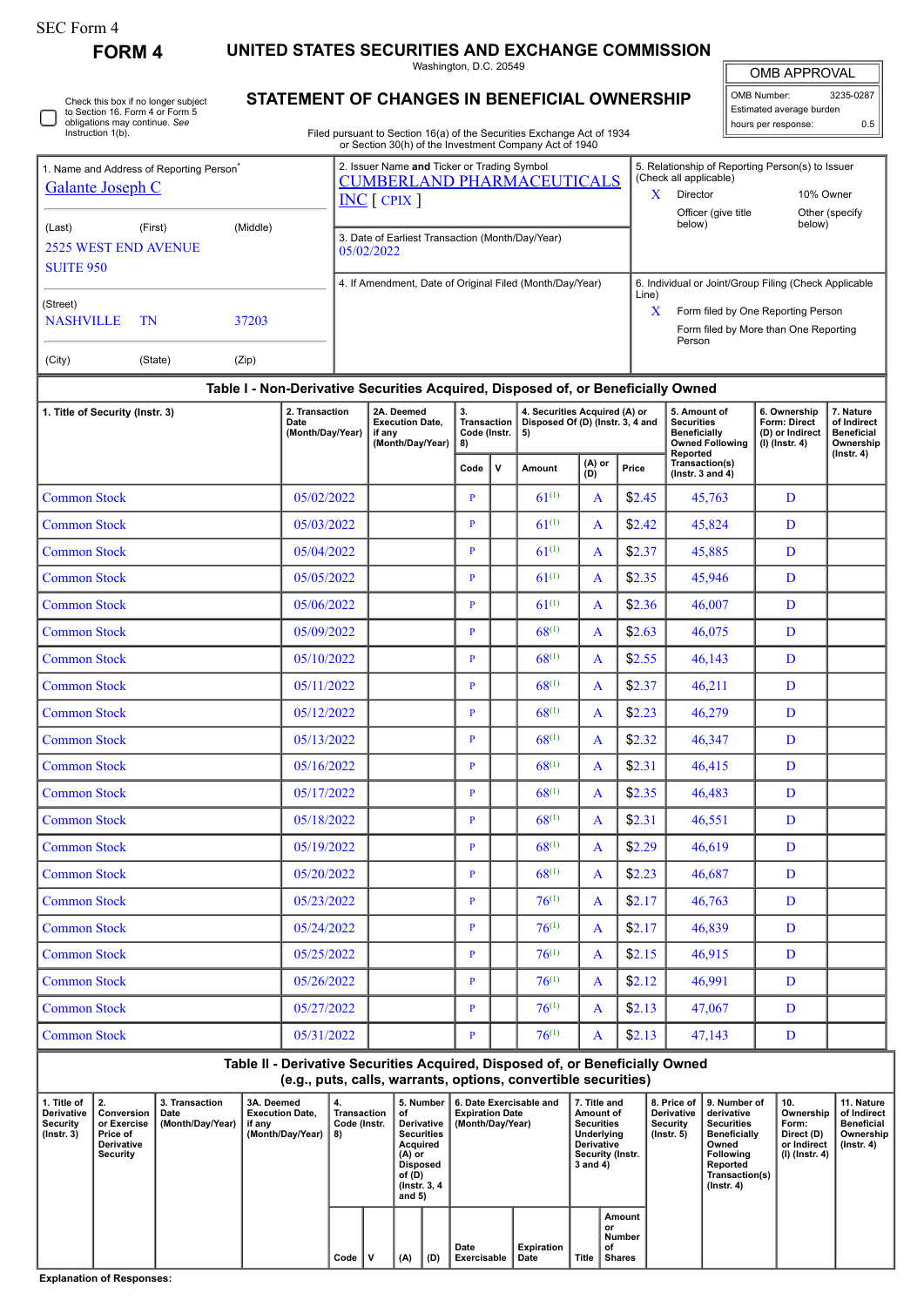SEC Form 4

# FORM 4

## UNITED STATES SECURITIES AND EXCHANGE COMMISSION

Washington, D.C. 20549

## STATEMENT OF CHANGES IN BENEFICIAL OWNERSHIP

Filed pursuant to Section 16(a) of the Securities Exchange Act of 1934 or Section 30(h) of the Investment Company Act of 1940

| OMB APPROVAL | |
|---|---|
| OMB Number: | 3235-0287 |
| Estimated average burden | |
| hours per response: | 0.5 |

☐ Check this box if no longer subject to Section 16. Form 4 or Form 5 obligations may continue. *See* Instruction 1(b).

| 1. Name and Address of Reporting Person* | 2. Issuer Name **and** Ticker or Trading Symbol | 5. Relationship of Reporting Person(s) to Issuer (Check all applicable) |
|---|---|---|
| Galante Joseph C | CUMBERLAND PHARMACEUTICALS INC [ CPIX ] | X Director; 10% Owner; Officer (give title below); Other (specify below) |
| (Last) (First) (Middle) 2525 WEST END AVENUE SUITE 950 | 3. Date of Earliest Transaction (Month/Day/Year) 05/02/2022 | |
| (Street) NASHVILLE TN 37203 | 4. If Amendment, Date of Original Filed (Month/Day/Year) | 6. Individual or Joint/Group Filing (Check Applicable Line) X Form filed by One Reporting Person; Form filed by More than One Reporting Person |
| (City) (State) (Zip) | | |

### Table I - Non-Derivative Securities Acquired, Disposed of, or Beneficially Owned

| 1. Title of Security (Instr. 3) | 2. Transaction Date (Month/Day/Year) | 2A. Deemed Execution Date, if any (Month/Day/Year) | 3. Transaction Code (Instr. 8) | | 4. Securities Acquired (A) or Disposed Of (D) (Instr. 3, 4 and 5) | | | 5. Amount of Securities Beneficially Owned Following Reported Transaction(s) (Instr. 3 and 4) | 6. Ownership Form: Direct (D) or Indirect (I) (Instr. 4) | 7. Nature of Indirect Beneficial Ownership (Instr. 4) |
|---|---|---|---|---|---|---|---|---|---|---|
| | | | Code | V | Amount | (A) or (D) | Price | | | |
| Common Stock | 05/02/2022 | | P | | 61[1] | A | $2.45 | 45,763 | D | |
| Common Stock | 05/03/2022 | | P | | 61[1] | A | $2.42 | 45,824 | D | |
| Common Stock | 05/04/2022 | | P | | 61[1] | A | $2.37 | 45,885 | D | |
| Common Stock | 05/05/2022 | | P | | 61[1] | A | $2.35 | 45,946 | D | |
| Common Stock | 05/06/2022 | | P | | 61[1] | A | $2.36 | 46,007 | D | |
| Common Stock | 05/09/2022 | | P | | 68[1] | A | $2.63 | 46,075 | D | |
| Common Stock | 05/10/2022 | | P | | 68[1] | A | $2.55 | 46,143 | D | |
| Common Stock | 05/11/2022 | | P | | 68[1] | A | $2.37 | 46,211 | D | |
| Common Stock | 05/12/2022 | | P | | 68[1] | A | $2.23 | 46,279 | D | |
| Common Stock | 05/13/2022 | | P | | 68[1] | A | $2.32 | 46,347 | D | |
| Common Stock | 05/16/2022 | | P | | 68[1] | A | $2.31 | 46,415 | D | |
| Common Stock | 05/17/2022 | | P | | 68[1] | A | $2.35 | 46,483 | D | |
| Common Stock | 05/18/2022 | | P | | 68[1] | A | $2.31 | 46,551 | D | |
| Common Stock | 05/19/2022 | | P | | 68[1] | A | $2.29 | 46,619 | D | |
| Common Stock | 05/20/2022 | | P | | 68[1] | A | $2.23 | 46,687 | D | |
| Common Stock | 05/23/2022 | | P | | 76[1] | A | $2.17 | 46,763 | D | |
| Common Stock | 05/24/2022 | | P | | 76[1] | A | $2.17 | 46,839 | D | |
| Common Stock | 05/25/2022 | | P | | 76[1] | A | $2.15 | 46,915 | D | |
| Common Stock | 05/26/2022 | | P | | 76[1] | A | $2.12 | 46,991 | D | |
| Common Stock | 05/27/2022 | | P | | 76[1] | A | $2.13 | 47,067 | D | |
| Common Stock | 05/31/2022 | | P | | 76[1] | A | $2.13 | 47,143 | D | |

### Table II - Derivative Securities Acquired, Disposed of, or Beneficially Owned (e.g., puts, calls, warrants, options, convertible securities)

| 1. Title of Derivative Security (Instr. 3) | 2. Conversion or Exercise Price of Derivative Security | 3. Transaction Date (Month/Day/Year) | 3A. Deemed Execution Date, if any (Month/Day/Year) | 4. Transaction Code (Instr. 8) | | 5. Number of Derivative Securities Acquired (A) or Disposed of (D) (Instr. 3, 4 and 5) | | 6. Date Exercisable and Expiration Date (Month/Day/Year) | | 7. Title and Amount of Securities Underlying Derivative Security (Instr. 3 and 4) | | 8. Price of Derivative Security (Instr. 5) | 9. Number of derivative Securities Beneficially Owned Following Reported Transaction(s) (Instr. 4) | 10. Ownership Form: Direct (D) or Indirect (I) (Instr. 4) | 11. Nature of Indirect Beneficial Ownership (Instr. 4) |
|---|---|---|---|---|---|---|---|---|---|---|---|---|---|---|---|
| | | | | Code | V | (A) | (D) | Date Exercisable | Expiration Date | Title | Amount or Number of Shares | | | | |

**Explanation of Responses:**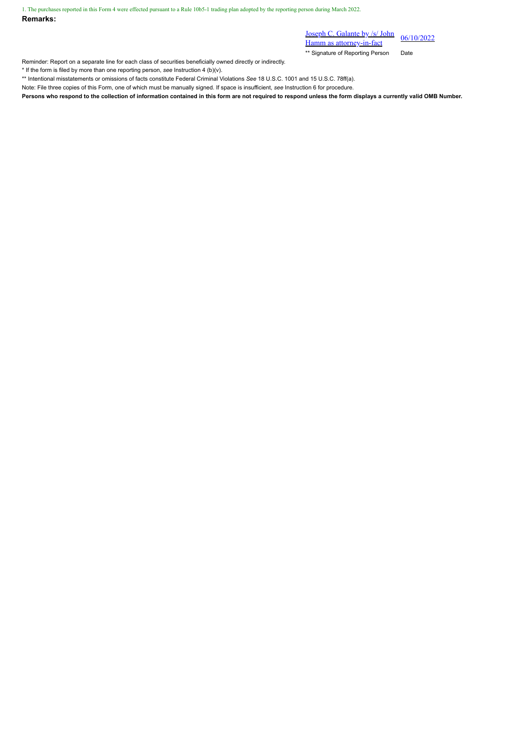1. The purchases reported in this Form 4 were effected pursuant to a Rule 10b5-1 trading plan adopted by the reporting person during March 2022.

**Remarks:**

| | |
|---|---|
| Joseph C. Galante by /s/ John Hamm as attorney-in-fact | 06/10/2022 |
| ** Signature of Reporting Person | Date |

Reminder: Report on a separate line for each class of securities beneficially owned directly or indirectly.

* If the form is filed by more than one reporting person, *see* Instruction 4 (b)(v).

** Intentional misstatements or omissions of facts constitute Federal Criminal Violations *See* 18 U.S.C. 1001 and 15 U.S.C. 78ff(a).

Note: File three copies of this Form, one of which must be manually signed. If space is insufficient, *see* Instruction 6 for procedure.

**Persons who respond to the collection of information contained in this form are not required to respond unless the form displays a currently valid OMB Number.**